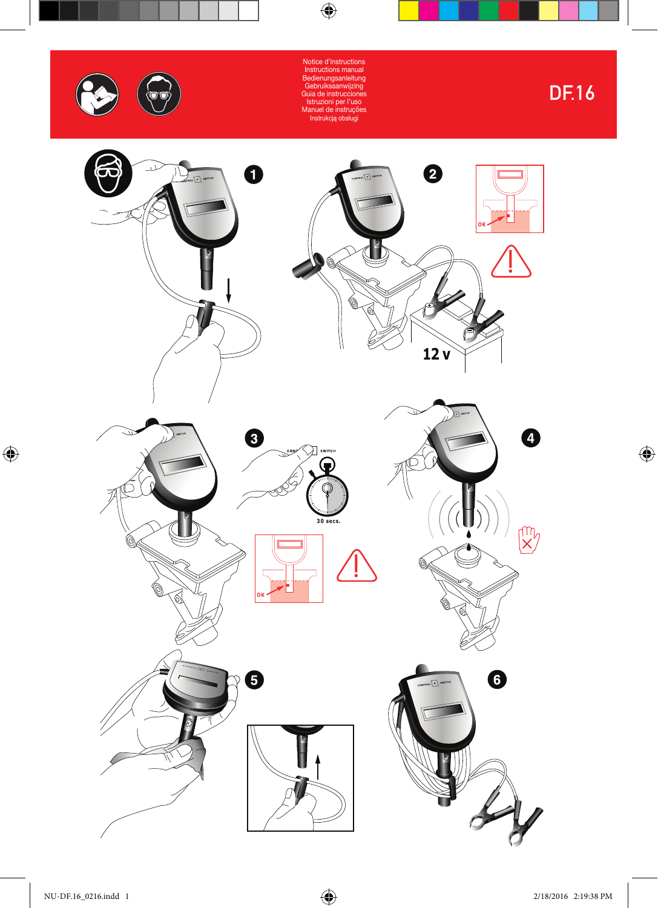Notice d'instructions
Instructions manual
Bedienungsanleitung
Gebruiksaanwijzing
Guía de instrucciones
Istruzioni per l'uso
Manuel de instruções
Instrukcją obsługi

# DF.16

1

2

OK

12 v

3

CONTROL SWITCH

30 secs.

OK

4

5

6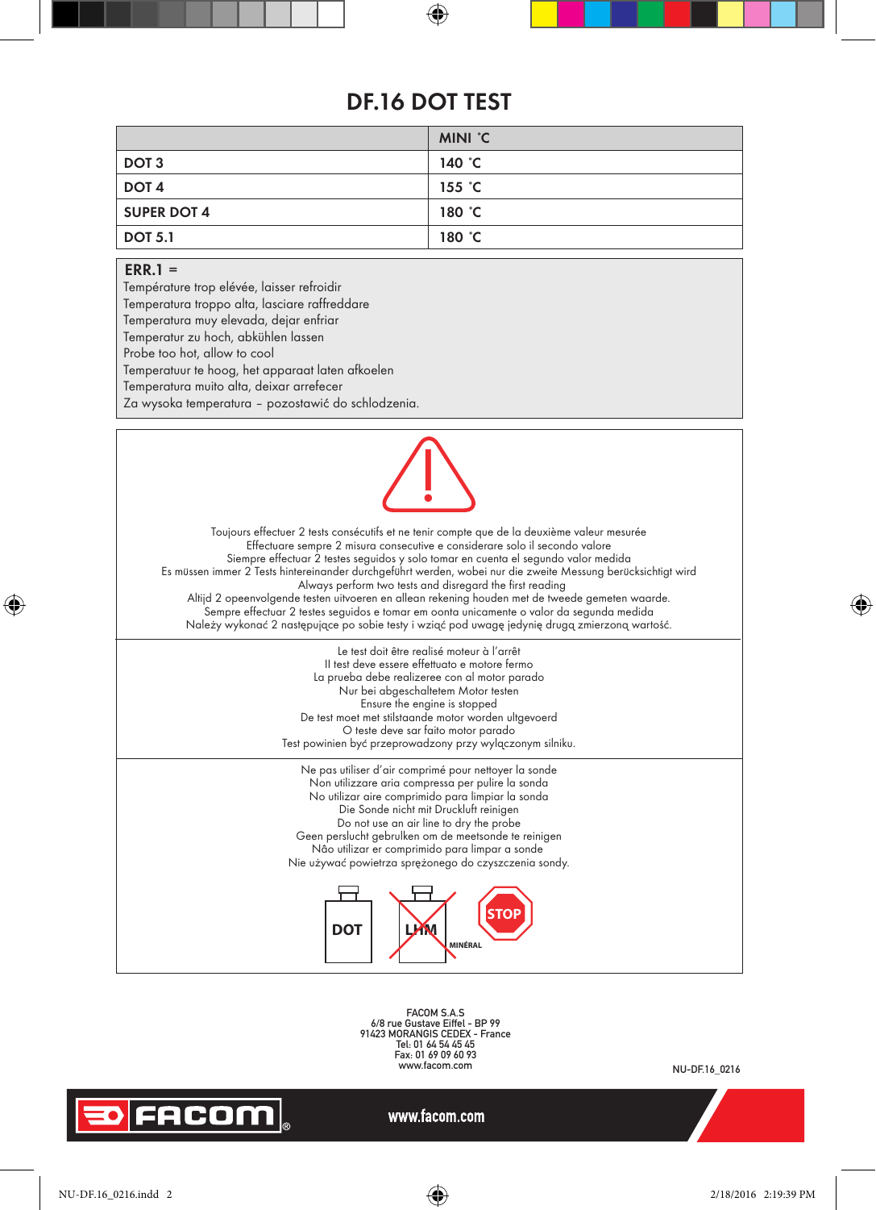# DF.16 DOT TEST

| | MINI °C |
|---|---|
| DOT 3 | 140 °C |
| DOT 4 | 155 °C |
| SUPER DOT 4 | 180 °C |
| DOT 5.1 | 180 °C |

**ERR.1 =**

Température trop elévée, laisser refroidir
Temperatura troppo alta, lasciare raffreddare
Temperatura muy elevada, dejar enfriar
Temperatur zu hoch, abkühlen lassen
Probe too hot, allow to cool
Temperatuur te hoog, het apparaat laten afkoelen
Temperatura muito alta, deixar arrefecer
Za wysoka temperatura – pozostawić do schlodzenia.

Toujours effectuer 2 tests consécutifs et ne tenir compte que de la deuxième valeur mesurée
Effectuare sempre 2 misura consecutive e considerare solo il secondo valore
Siempre effectuar 2 testes seguidos y solo tomar en cuenta el segundo valor medida
Es müssen immer 2 Tests hintereinander durchgeführt werden, wobei nur die zweite Messung berücksichtigt wird
Always perform two tests and disregard the first reading
Altijd 2 opeenvolgende testen uitvoeren en allean rekening houden met de tweede gemeten waarde.
Sempre effectuar 2 testes seguidos e tomar em oonta unicamente o valor da segunda medida
Należy wykonać 2 następujące po sobie testy i wziąć pod uwagę jedynię drugą zmierzoną wartość.

Le test doit être realisé moteur à l'arrêt
Il test deve essere effettuato e motore fermo
La prueba debe realizeree con al motor parado
Nur bei abgeschaltetem Motor testen
Ensure the engine is stopped
De test moet met stilstaande motor worden ultgevoerd
O teste deve sar faito motor parado
Test powinien być przeprowadzony przy wyłączonym silniku.

Ne pas utiliser d'air comprimé pour nettoyer la sonde
Non utilizzare aria compressa per pulire la sonda
No utilizar aire comprimido para limpiar la sonda
Die Sonde nicht mit Druckluft reinigen
Do not use an air line to dry the probe
Geen perslucht gebrulken om de meetsonde te reinigen
Nâo utilizar er comprimido para limpar a sonde
Nie używać powietrza sprężonego do czyszczenia sondy.

DOT
LHM
MINÉRAL
STOP

FACOM S.A.S
6/8 rue Gustave Eiffel - BP 99
91423 MORANGIS CEDEX - France
Tel: 01 64 54 45 45
Fax: 01 69 09 60 93
www.facom.com

NU-DF.16_0216

www.facom.com